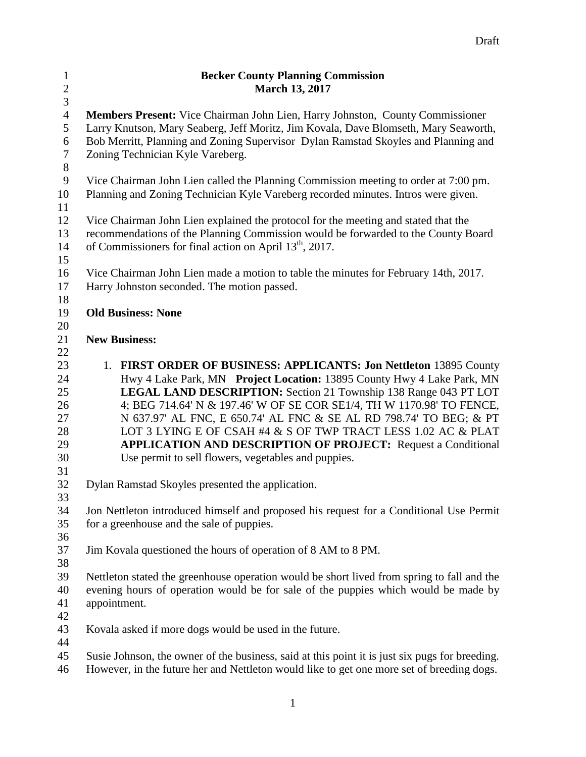# Becker County Planning Commission
## March 13, 2017

**Members Present:** Vice Chairman John Lien, Harry Johnston, County Commissioner Larry Knutson, Mary Seaberg, Jeff Moritz, Jim Kovala, Dave Blomseth, Mary Seaworth, Bob Merritt, Planning and Zoning Supervisor Dylan Ramstad Skoyles and Planning and Zoning Technician Kyle Vareberg.

Vice Chairman John Lien called the Planning Commission meeting to order at 7:00 pm. Planning and Zoning Technician Kyle Vareberg recorded minutes. Intros were given.

Vice Chairman John Lien explained the protocol for the meeting and stated that the recommendations of the Planning Commission would be forwarded to the County Board of Commissioners for final action on April 13th, 2017.

Vice Chairman John Lien made a motion to table the minutes for February 14th, 2017. Harry Johnston seconded. The motion passed.

**Old Business: None**

**New Business:**

1. **FIRST ORDER OF BUSINESS: APPLICANTS: Jon Nettleton** 13895 County Hwy 4 Lake Park, MN **Project Location:** 13895 County Hwy 4 Lake Park, MN **LEGAL LAND DESCRIPTION:** Section 21 Township 138 Range 043 PT LOT 4; BEG 714.64' N & 197.46' W OF SE COR SE1/4, TH W 1170.98' TO FENCE, N 637.97' AL FNC, E 650.74' AL FNC & SE AL RD 798.74' TO BEG; & PT LOT 3 LYING E OF CSAH #4 & S OF TWP TRACT LESS 1.02 AC & PLAT **APPLICATION AND DESCRIPTION OF PROJECT:** Request a Conditional Use permit to sell flowers, vegetables and puppies.

Dylan Ramstad Skoyles presented the application.

Jon Nettleton introduced himself and proposed his request for a Conditional Use Permit for a greenhouse and the sale of puppies.

Jim Kovala questioned the hours of operation of 8 AM to 8 PM.

Nettleton stated the greenhouse operation would be short lived from spring to fall and the evening hours of operation would be for sale of the puppies which would be made by appointment.

Kovala asked if more dogs would be used in the future.

Susie Johnson, the owner of the business, said at this point it is just six pugs for breeding. However, in the future her and Nettleton would like to get one more set of breeding dogs.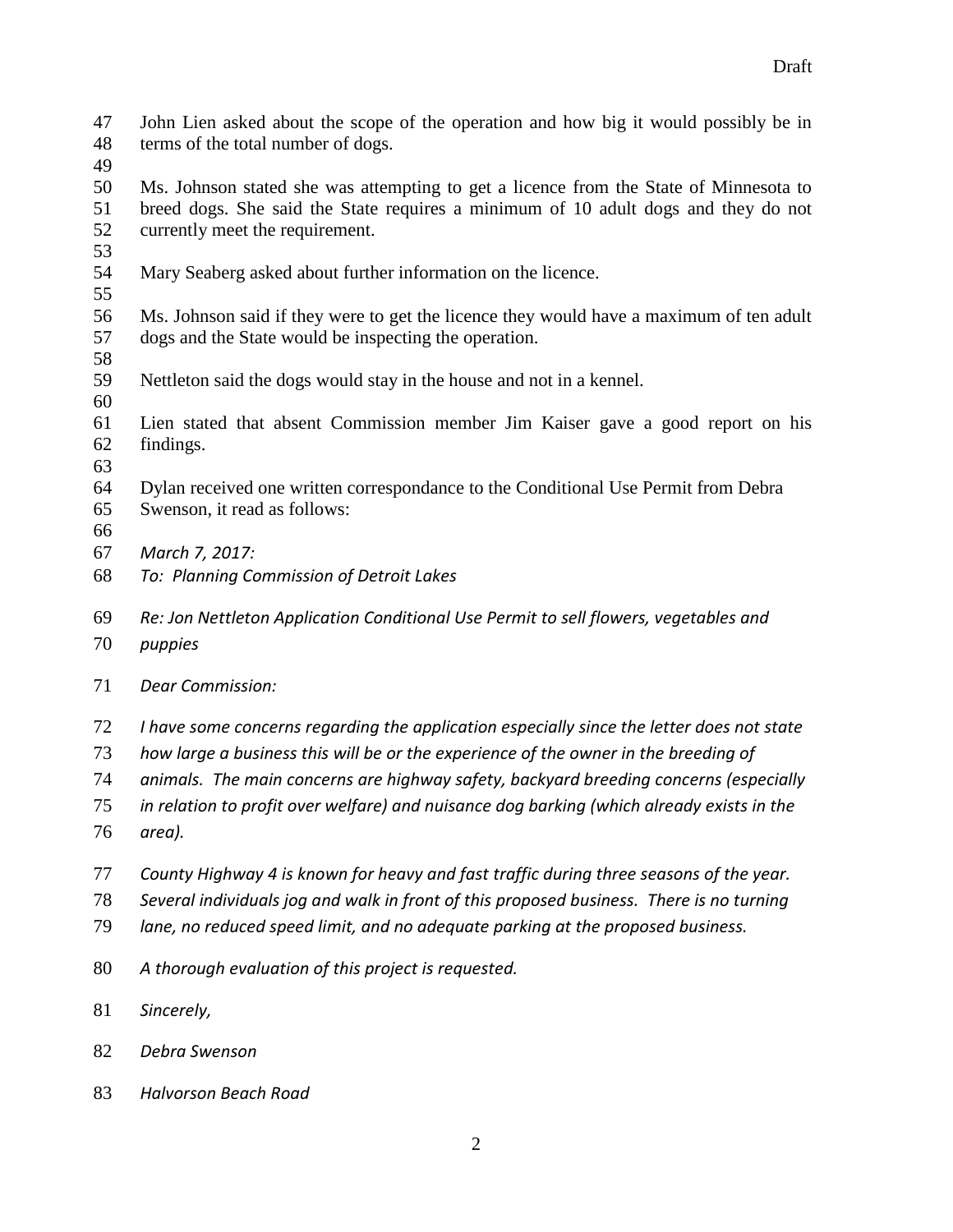John Lien asked about the scope of the operation and how big it would possibly be in terms of the total number of dogs.

Ms. Johnson stated she was attempting to get a licence from the State of Minnesota to breed dogs. She said the State requires a minimum of 10 adult dogs and they do not currently meet the requirement.

Mary Seaberg asked about further information on the licence.

Ms. Johnson said if they were to get the licence they would have a maximum of ten adult dogs and the State would be inspecting the operation.

Nettleton said the dogs would stay in the house and not in a kennel.

Lien stated that absent Commission member Jim Kaiser gave a good report on his findings.

Dylan received one written correspondance to the Conditional Use Permit from Debra Swenson, it read as follows:

*March 7, 2017:*

*To: Planning Commission of Detroit Lakes*

*Re: Jon Nettleton Application Conditional Use Permit to sell flowers, vegetables and puppies*

*Dear Commission:*

*I have some concerns regarding the application especially since the letter does not state how large a business this will be or the experience of the owner in the breeding of animals. The main concerns are highway safety, backyard breeding concerns (especially in relation to profit over welfare) and nuisance dog barking (which already exists in the area).*

*County Highway 4 is known for heavy and fast traffic during three seasons of the year. Several individuals jog and walk in front of this proposed business. There is no turning lane, no reduced speed limit, and no adequate parking at the proposed business.*

*A thorough evaluation of this project is requested.*

*Sincerely,*

*Debra Swenson*

*Halvorson Beach Road*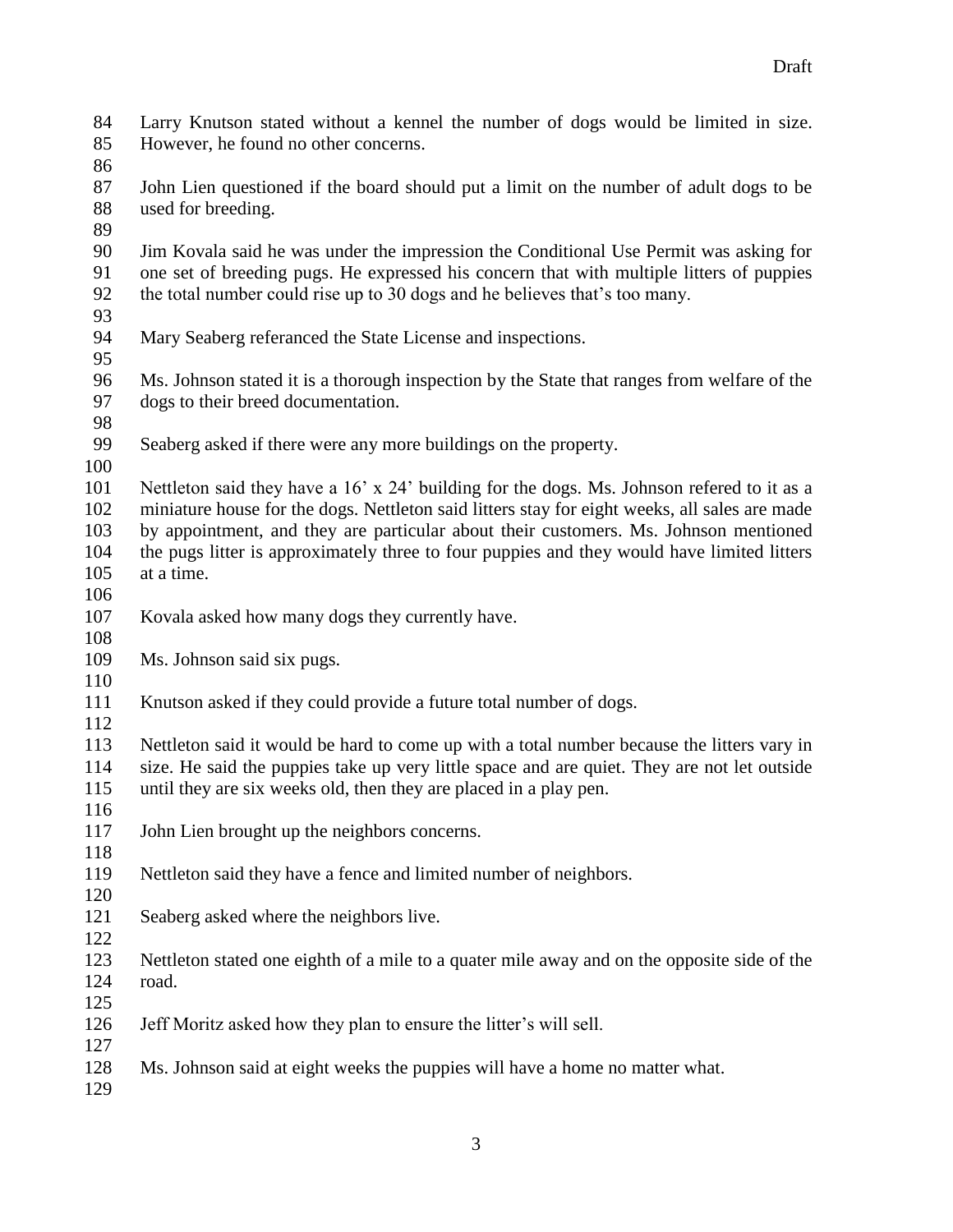Larry Knutson stated without a kennel the number of dogs would be limited in size. However, he found no other concerns.

John Lien questioned if the board should put a limit on the number of adult dogs to be used for breeding.

Jim Kovala said he was under the impression the Conditional Use Permit was asking for one set of breeding pugs. He expressed his concern that with multiple litters of puppies the total number could rise up to 30 dogs and he believes that's too many.

Mary Seaberg referanced the State License and inspections.

Ms. Johnson stated it is a thorough inspection by the State that ranges from welfare of the dogs to their breed documentation.

Seaberg asked if there were any more buildings on the property.

Nettleton said they have a 16' x 24' building for the dogs. Ms. Johnson refered to it as a miniature house for the dogs. Nettleton said litters stay for eight weeks, all sales are made by appointment, and they are particular about their customers. Ms. Johnson mentioned the pugs litter is approximately three to four puppies and they would have limited litters at a time.

Kovala asked how many dogs they currently have.

Ms. Johnson said six pugs.

Knutson asked if they could provide a future total number of dogs.

Nettleton said it would be hard to come up with a total number because the litters vary in size. He said the puppies take up very little space and are quiet. They are not let outside until they are six weeks old, then they are placed in a play pen.

John Lien brought up the neighbors concerns.

Nettleton said they have a fence and limited number of neighbors.

Seaberg asked where the neighbors live.

Nettleton stated one eighth of a mile to a quater mile away and on the opposite side of the road.

Jeff Moritz asked how they plan to ensure the litter's will sell.

Ms. Johnson said at eight weeks the puppies will have a home no matter what.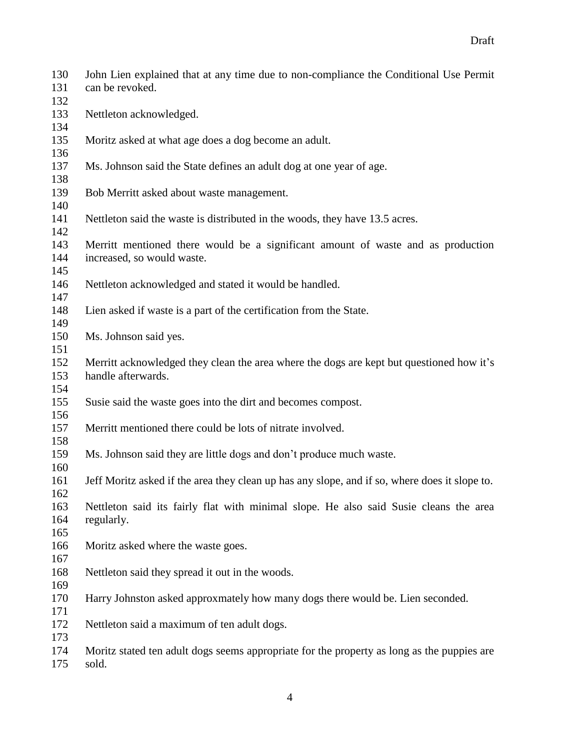John Lien explained that at any time due to non-compliance the Conditional Use Permit can be revoked.

Nettleton acknowledged.

Moritz asked at what age does a dog become an adult.

Ms. Johnson said the State defines an adult dog at one year of age.

Bob Merritt asked about waste management.

Nettleton said the waste is distributed in the woods, they have 13.5 acres.

Merritt mentioned there would be a significant amount of waste and as production increased, so would waste.

Nettleton acknowledged and stated it would be handled.

Lien asked if waste is a part of the certification from the State.

Ms. Johnson said yes.

Merritt acknowledged they clean the area where the dogs are kept but questioned how it's handle afterwards.

Susie said the waste goes into the dirt and becomes compost.

Merritt mentioned there could be lots of nitrate involved.

Ms. Johnson said they are little dogs and don't produce much waste.

Jeff Moritz asked if the area they clean up has any slope, and if so, where does it slope to.

Nettleton said its fairly flat with minimal slope. He also said Susie cleans the area regularly.

Moritz asked where the waste goes.

Nettleton said they spread it out in the woods.

Harry Johnston asked approxmately how many dogs there would be. Lien seconded.

Nettleton said a maximum of ten adult dogs.

Moritz stated ten adult dogs seems appropriate for the property as long as the puppies are sold.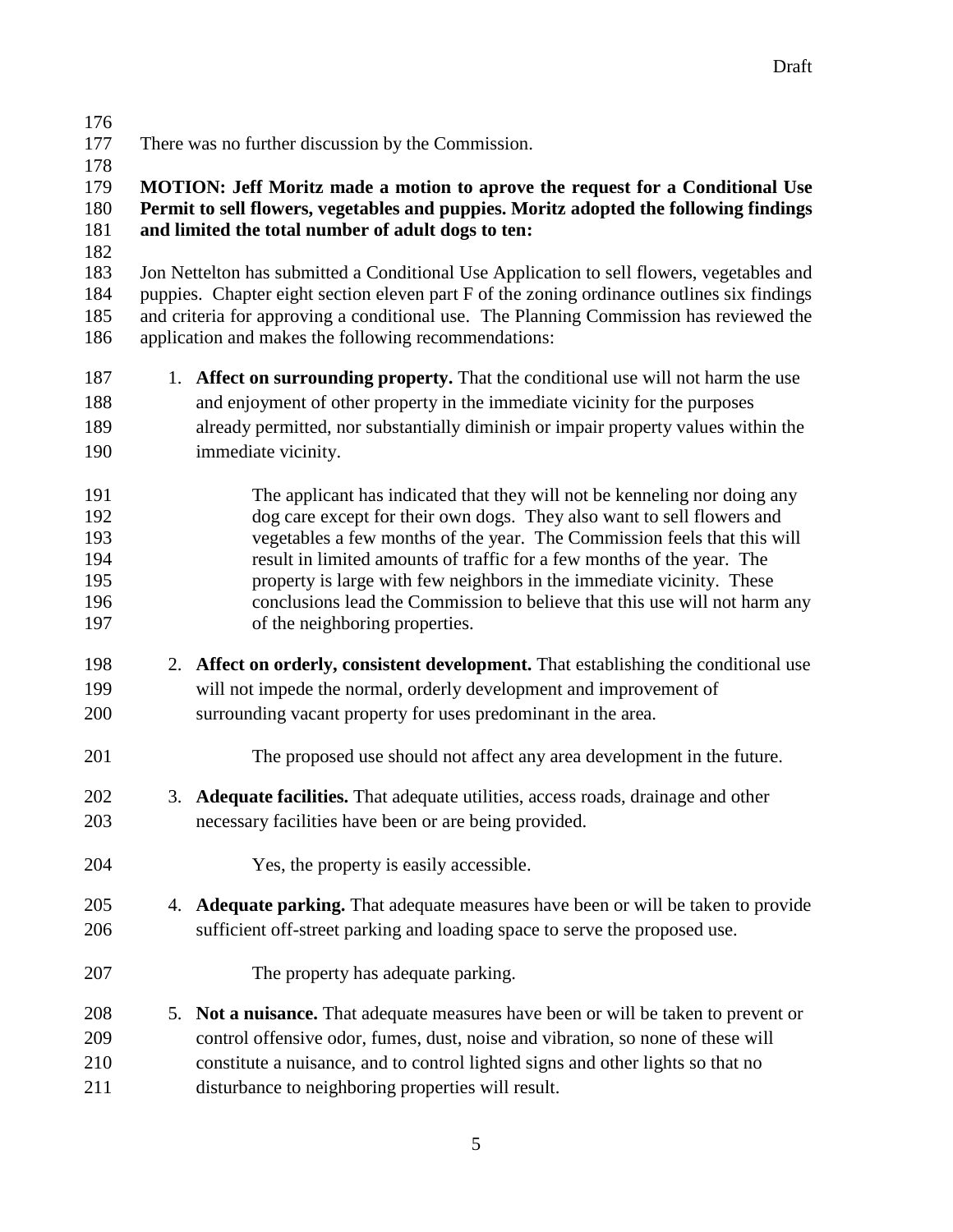There was no further discussion by the Commission.

**MOTION: Jeff Moritz made a motion to aprove the request for a Conditional Use Permit to sell flowers, vegetables and puppies. Moritz adopted the following findings and limited the total number of adult dogs to ten:**

Jon Nettelton has submitted a Conditional Use Application to sell flowers, vegetables and puppies. Chapter eight section eleven part F of the zoning ordinance outlines six findings and criteria for approving a conditional use. The Planning Commission has reviewed the application and makes the following recommendations:

1. **Affect on surrounding property.** That the conditional use will not harm the use and enjoyment of other property in the immediate vicinity for the purposes already permitted, nor substantially diminish or impair property values within the immediate vicinity.

   The applicant has indicated that they will not be kenneling nor doing any dog care except for their own dogs. They also want to sell flowers and vegetables a few months of the year. The Commission feels that this will result in limited amounts of traffic for a few months of the year. The property is large with few neighbors in the immediate vicinity. These conclusions lead the Commission to believe that this use will not harm any of the neighboring properties.

2. **Affect on orderly, consistent development.** That establishing the conditional use will not impede the normal, orderly development and improvement of surrounding vacant property for uses predominant in the area.

   The proposed use should not affect any area development in the future.

3. **Adequate facilities.** That adequate utilities, access roads, drainage and other necessary facilities have been or are being provided.

   Yes, the property is easily accessible.

4. **Adequate parking.** That adequate measures have been or will be taken to provide sufficient off-street parking and loading space to serve the proposed use.

   The property has adequate parking.

5. **Not a nuisance.** That adequate measures have been or will be taken to prevent or control offensive odor, fumes, dust, noise and vibration, so none of these will constitute a nuisance, and to control lighted signs and other lights so that no disturbance to neighboring properties will result.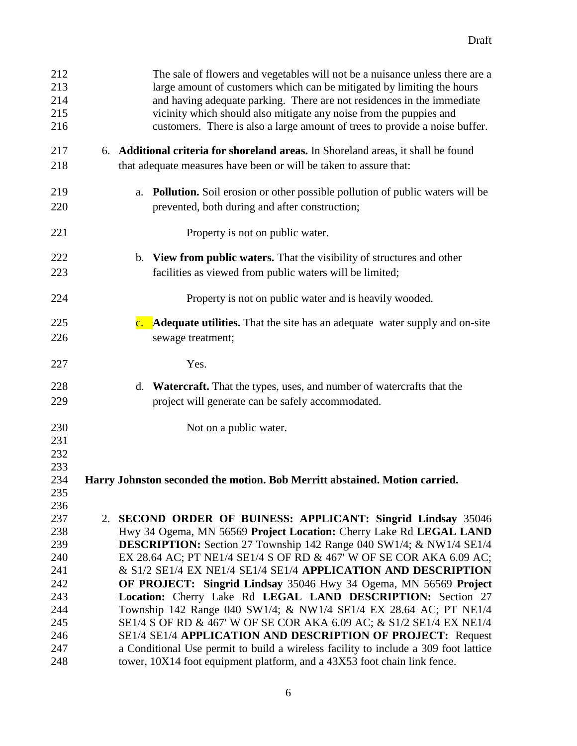The sale of flowers and vegetables will not be a nuisance unless there are a large amount of customers which can be mitigated by limiting the hours and having adequate parking. There are not residences in the immediate vicinity which should also mitigate any noise from the puppies and customers. There is also a large amount of trees to provide a noise buffer.

6. **Additional criteria for shoreland areas.** In Shoreland areas, it shall be found that adequate measures have been or will be taken to assure that:

   a. **Pollution.** Soil erosion or other possible pollution of public waters will be prevented, both during and after construction;

      Property is not on public water.

   b. **View from public waters.** That the visibility of structures and other facilities as viewed from public waters will be limited;

      Property is not on public water and is heavily wooded.

   c. **Adequate utilities.** That the site has an adequate water supply and on-site sewage treatment;

      Yes.

   d. **Watercraft.** That the types, uses, and number of watercrafts that the project will generate can be safely accommodated.

      Not on a public water.

**Harry Johnston seconded the motion. Bob Merritt abstained. Motion carried.**

2. **SECOND ORDER OF BUINESS: APPLICANT: Singrid Lindsay** 35046 Hwy 34 Ogema, MN 56569 **Project Location:** Cherry Lake Rd **LEGAL LAND DESCRIPTION:** Section 27 Township 142 Range 040 SW1/4; & NW1/4 SE1/4 EX 28.64 AC; PT NE1/4 SE1/4 S OF RD & 467' W OF SE COR AKA 6.09 AC; & S1/2 SE1/4 EX NE1/4 SE1/4 SE1/4 **APPLICATION AND DESCRIPTION OF PROJECT: Singrid Lindsay** 35046 Hwy 34 Ogema, MN 56569 **Project Location:** Cherry Lake Rd **LEGAL LAND DESCRIPTION:** Section 27 Township 142 Range 040 SW1/4; & NW1/4 SE1/4 EX 28.64 AC; PT NE1/4 SE1/4 S OF RD & 467' W OF SE COR AKA 6.09 AC; & S1/2 SE1/4 EX NE1/4 SE1/4 SE1/4 **APPLICATION AND DESCRIPTION OF PROJECT:** Request a Conditional Use permit to build a wireless facility to include a 309 foot lattice tower, 10X14 foot equipment platform, and a 43X53 foot chain link fence.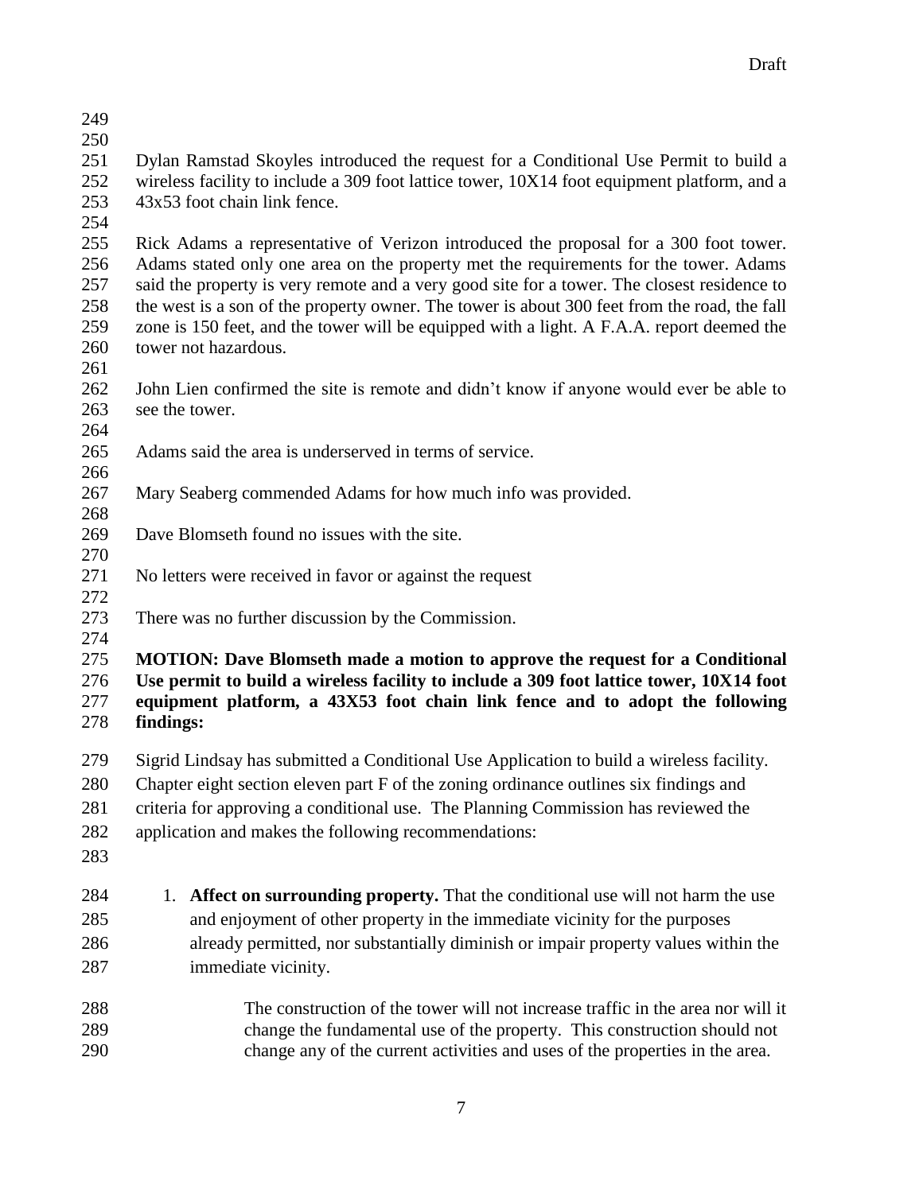Dylan Ramstad Skoyles introduced the request for a Conditional Use Permit to build a wireless facility to include a 309 foot lattice tower, 10X14 foot equipment platform, and a 43x53 foot chain link fence.

Rick Adams a representative of Verizon introduced the proposal for a 300 foot tower. Adams stated only one area on the property met the requirements for the tower. Adams said the property is very remote and a very good site for a tower. The closest residence to the west is a son of the property owner. The tower is about 300 feet from the road, the fall zone is 150 feet, and the tower will be equipped with a light. A F.A.A. report deemed the tower not hazardous.

John Lien confirmed the site is remote and didn't know if anyone would ever be able to see the tower.

Adams said the area is underserved in terms of service.

Mary Seaberg commended Adams for how much info was provided.

Dave Blomseth found no issues with the site.

No letters were received in favor or against the request

There was no further discussion by the Commission.

**MOTION: Dave Blomseth made a motion to approve the request for a Conditional Use permit to build a wireless facility to include a 309 foot lattice tower, 10X14 foot equipment platform, a 43X53 foot chain link fence and to adopt the following findings:**

Sigrid Lindsay has submitted a Conditional Use Application to build a wireless facility. Chapter eight section eleven part F of the zoning ordinance outlines six findings and criteria for approving a conditional use. The Planning Commission has reviewed the application and makes the following recommendations:

1. **Affect on surrounding property.** That the conditional use will not harm the use and enjoyment of other property in the immediate vicinity for the purposes already permitted, nor substantially diminish or impair property values within the immediate vicinity.

    The construction of the tower will not increase traffic in the area nor will it change the fundamental use of the property. This construction should not change any of the current activities and uses of the properties in the area.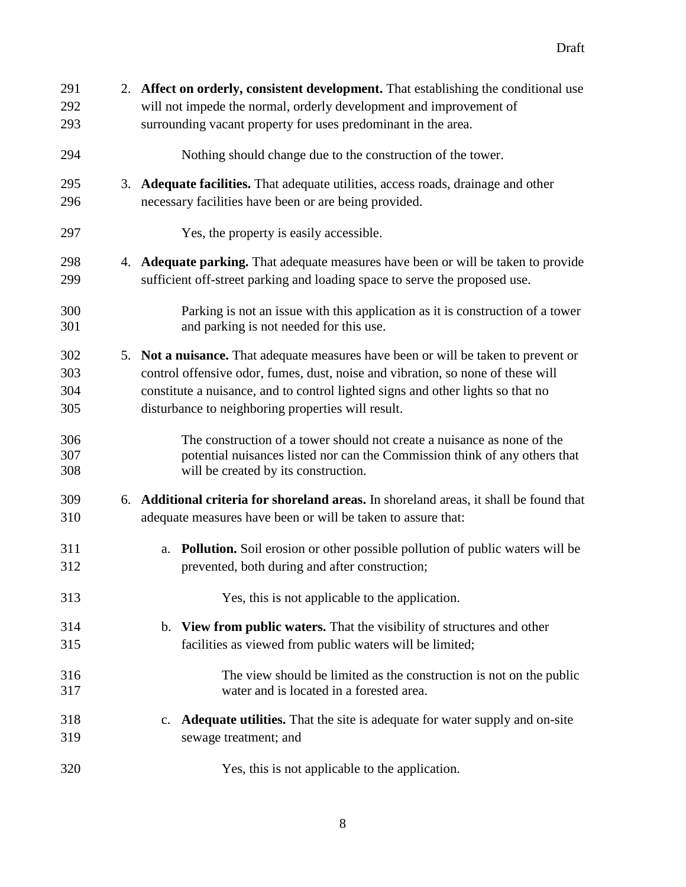2. **Affect on orderly, consistent development.** That establishing the conditional use will not impede the normal, orderly development and improvement of surrounding vacant property for uses predominant in the area.

   Nothing should change due to the construction of the tower.

3. **Adequate facilities.** That adequate utilities, access roads, drainage and other necessary facilities have been or are being provided.

   Yes, the property is easily accessible.

4. **Adequate parking.** That adequate measures have been or will be taken to provide sufficient off-street parking and loading space to serve the proposed use.

   Parking is not an issue with this application as it is construction of a tower and parking is not needed for this use.

5. **Not a nuisance.** That adequate measures have been or will be taken to prevent or control offensive odor, fumes, dust, noise and vibration, so none of these will constitute a nuisance, and to control lighted signs and other lights so that no disturbance to neighboring properties will result.

   The construction of a tower should not create a nuisance as none of the potential nuisances listed nor can the Commission think of any others that will be created by its construction.

6. **Additional criteria for shoreland areas.** In shoreland areas, it shall be found that adequate measures have been or will be taken to assure that:

   a. **Pollution.** Soil erosion or other possible pollution of public waters will be prevented, both during and after construction;

      Yes, this is not applicable to the application.

   b. **View from public waters.** That the visibility of structures and other facilities as viewed from public waters will be limited;

      The view should be limited as the construction is not on the public water and is located in a forested area.

   c. **Adequate utilities.** That the site is adequate for water supply and on-site sewage treatment; and

      Yes, this is not applicable to the application.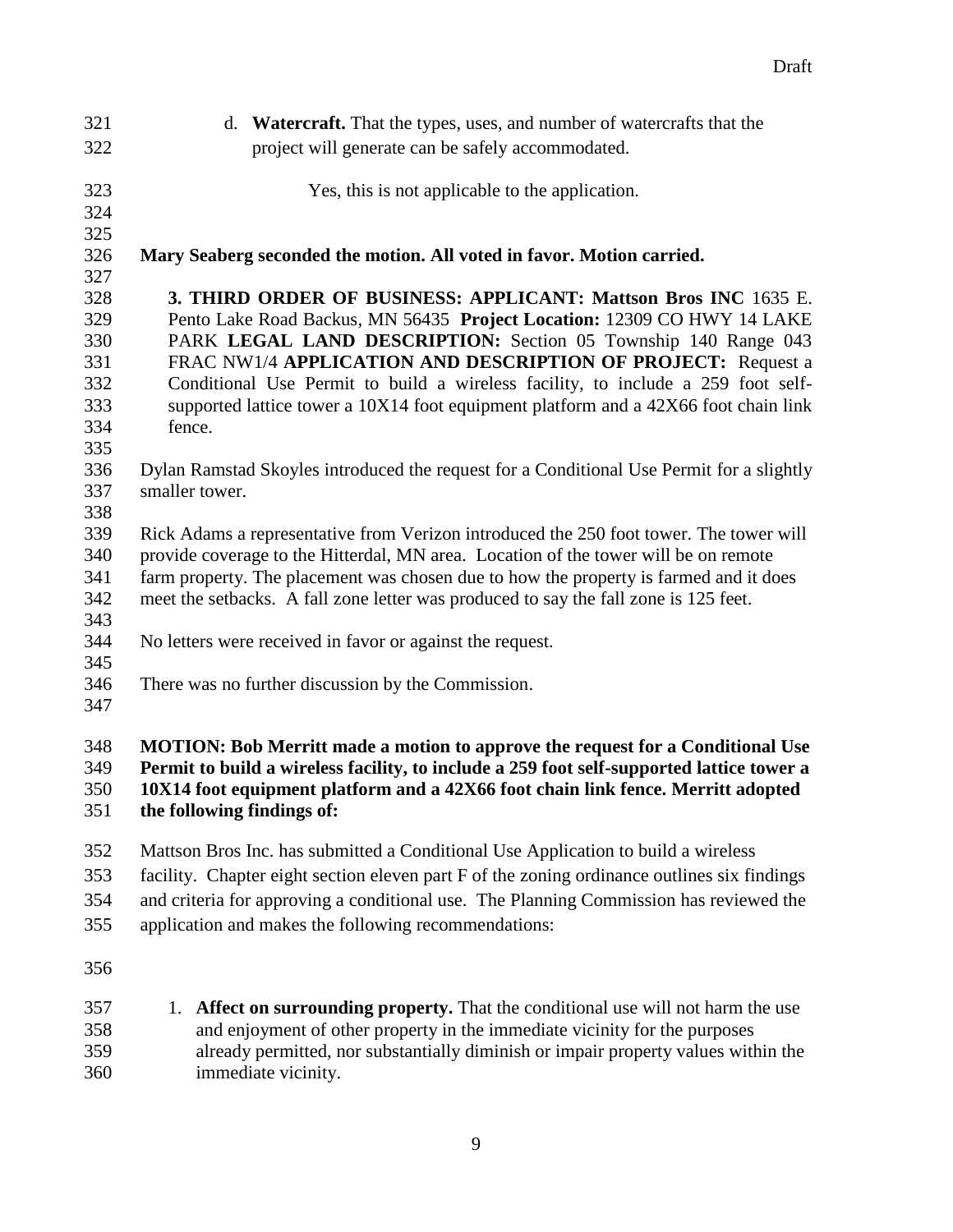d. **Watercraft.** That the types, uses, and number of watercrafts that the project will generate can be safely accommodated.

Yes, this is not applicable to the application.

**Mary Seaberg seconded the motion. All voted in favor. Motion carried.**

**3. THIRD ORDER OF BUSINESS: APPLICANT: Mattson Bros INC** 1635 E. Pento Lake Road Backus, MN 56435 **Project Location:** 12309 CO HWY 14 LAKE PARK **LEGAL LAND DESCRIPTION:** Section 05 Township 140 Range 043 FRAC NW1/4 **APPLICATION AND DESCRIPTION OF PROJECT:** Request a Conditional Use Permit to build a wireless facility, to include a 259 foot self-supported lattice tower a 10X14 foot equipment platform and a 42X66 foot chain link fence.

Dylan Ramstad Skoyles introduced the request for a Conditional Use Permit for a slightly smaller tower.

Rick Adams a representative from Verizon introduced the 250 foot tower. The tower will provide coverage to the Hitterdal, MN area. Location of the tower will be on remote farm property. The placement was chosen due to how the property is farmed and it does meet the setbacks. A fall zone letter was produced to say the fall zone is 125 feet.

No letters were received in favor or against the request.

There was no further discussion by the Commission.

**MOTION: Bob Merritt made a motion to approve the request for a Conditional Use Permit to build a wireless facility, to include a 259 foot self-supported lattice tower a 10X14 foot equipment platform and a 42X66 foot chain link fence. Merritt adopted the following findings of:**

Mattson Bros Inc. has submitted a Conditional Use Application to build a wireless facility. Chapter eight section eleven part F of the zoning ordinance outlines six findings and criteria for approving a conditional use. The Planning Commission has reviewed the application and makes the following recommendations:

1. **Affect on surrounding property.** That the conditional use will not harm the use and enjoyment of other property in the immediate vicinity for the purposes already permitted, nor substantially diminish or impair property values within the immediate vicinity.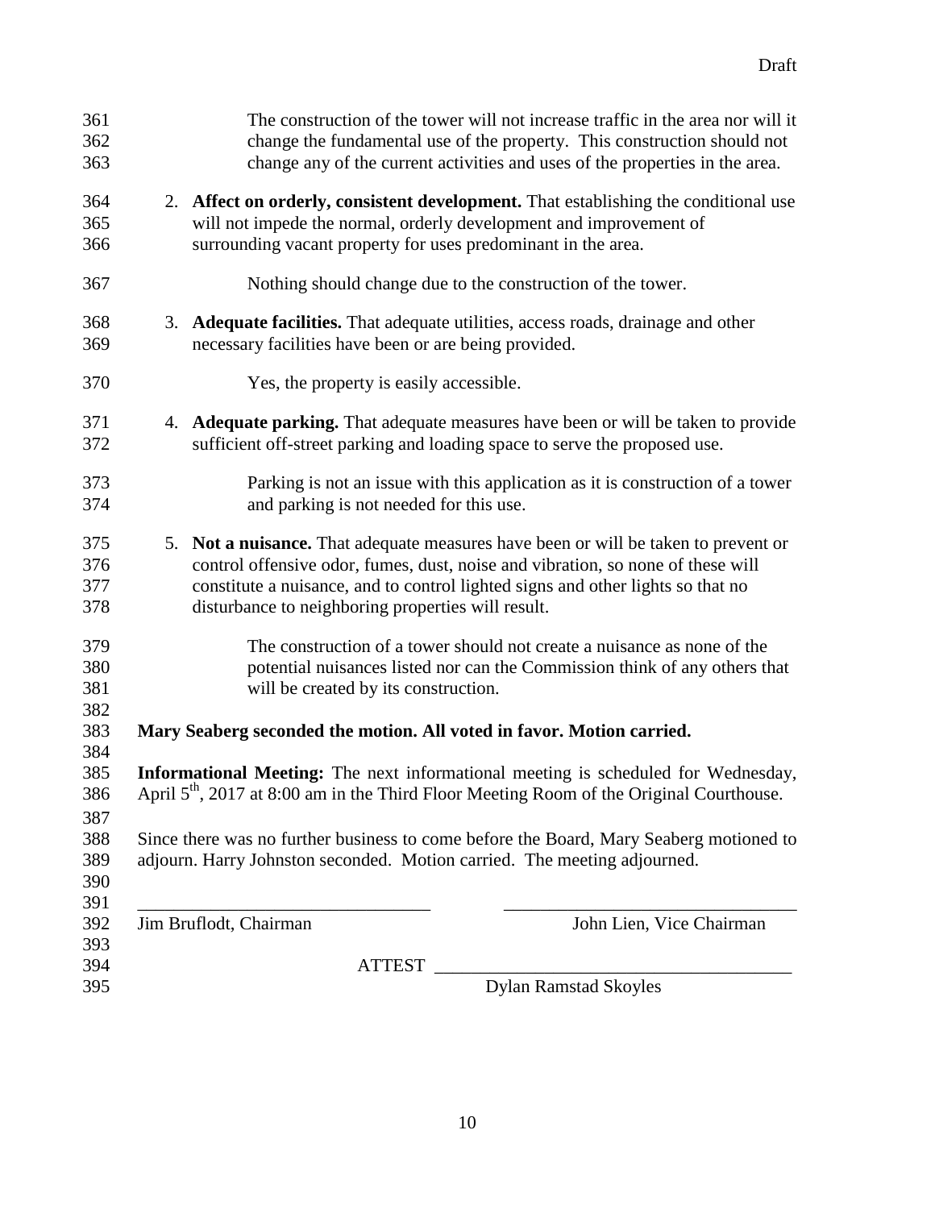The construction of the tower will not increase traffic in the area nor will it change the fundamental use of the property. This construction should not change any of the current activities and uses of the properties in the area.

2. **Affect on orderly, consistent development.** That establishing the conditional use will not impede the normal, orderly development and improvement of surrounding vacant property for uses predominant in the area.

   Nothing should change due to the construction of the tower.

3. **Adequate facilities.** That adequate utilities, access roads, drainage and other necessary facilities have been or are being provided.

   Yes, the property is easily accessible.

4. **Adequate parking.** That adequate measures have been or will be taken to provide sufficient off-street parking and loading space to serve the proposed use.

   Parking is not an issue with this application as it is construction of a tower and parking is not needed for this use.

5. **Not a nuisance.** That adequate measures have been or will be taken to prevent or control offensive odor, fumes, dust, noise and vibration, so none of these will constitute a nuisance, and to control lighted signs and other lights so that no disturbance to neighboring properties will result.

   The construction of a tower should not create a nuisance as none of the potential nuisances listed nor can the Commission think of any others that will be created by its construction.

**Mary Seaberg seconded the motion. All voted in favor. Motion carried.**

**Informational Meeting:** The next informational meeting is scheduled for Wednesday, April 5th, 2017 at 8:00 am in the Third Floor Meeting Room of the Original Courthouse.

Since there was no further business to come before the Board, Mary Seaberg motioned to adjourn. Harry Johnston seconded. Motion carried. The meeting adjourned.

\_\_\_\_\_\_\_\_\_\_\_\_\_\_\_\_\_\_\_\_\_\_\_\_\_\_\_\_\_\_\_\_ \_\_\_\_\_\_\_\_\_\_\_\_\_\_\_\_\_\_\_\_\_\_\_\_\_\_\_\_\_\_\_\_

Jim Bruflodt, Chairman John Lien, Vice Chairman

ATTEST \_\_\_\_\_\_\_\_\_\_\_\_\_\_\_\_\_\_\_\_\_\_\_\_\_\_\_\_\_\_\_\_\_\_\_\_\_\_\_

Dylan Ramstad Skoyles